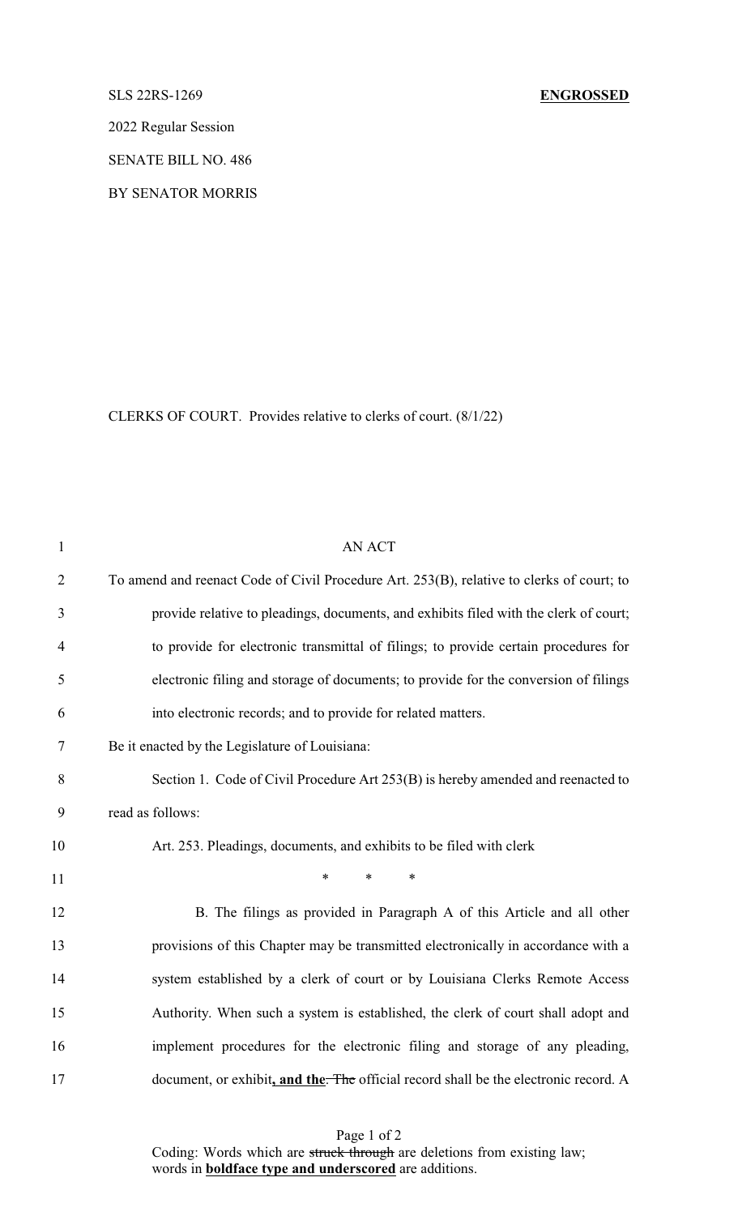SLS 22RS-1269 **ENGROSSED**

2022 Regular Session

SENATE BILL NO. 486

BY SENATOR MORRIS

CLERKS OF COURT. Provides relative to clerks of court. (8/1/22)

AN ACT

To amend and reenact Code of Civil Procedure Art. 253(B), relative to clerks of court; to provide relative to pleadings, documents, and exhibits filed with the clerk of court; to provide for electronic transmittal of filings; to provide certain procedures for electronic filing and storage of documents; to provide for the conversion of filings into electronic records; and to provide for related matters.

Be it enacted by the Legislature of Louisiana:

Section 1. Code of Civil Procedure Art 253(B) is hereby amended and reenacted to read as follows:

Art. 253. Pleadings, documents, and exhibits to be filed with clerk

\* \* \*

B. The filings as provided in Paragraph A of this Article and all other provisions of this Chapter may be transmitted electronically in accordance with a system established by a clerk of court or by Louisiana Clerks Remote Access Authority. When such a system is established, the clerk of court shall adopt and implement procedures for the electronic filing and storage of any pleading, document, or exhibit**<u>, and the</u>**~~. The~~ official record shall be the electronic record. A

Coding: Words which are ~~struck through~~ are deletions from existing law; words in **<u>boldface type and underscored</u>** are additions.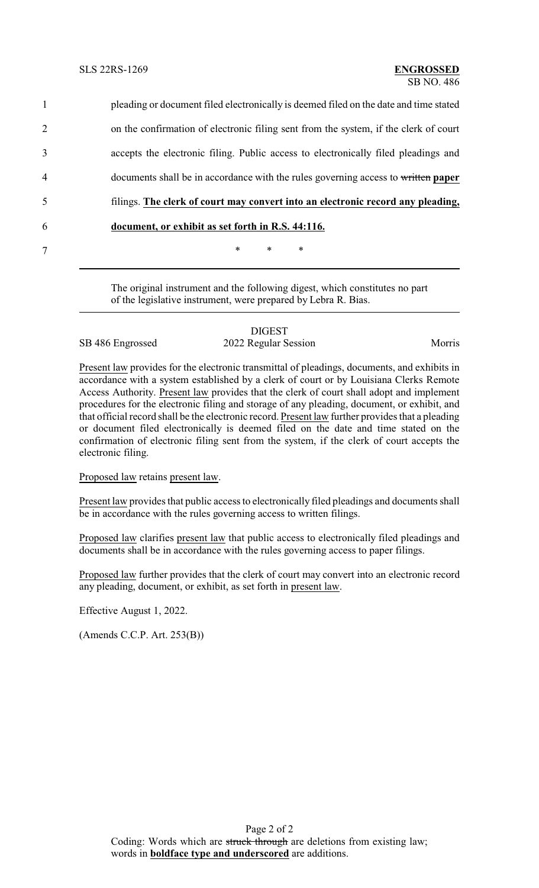pleading or document filed electronically is deemed filed on the date and time stated on the confirmation of electronic filing sent from the system, if the clerk of court accepts the electronic filing. Public access to electronically filed pleadings and documents shall be in accordance with the rules governing access to ~~written~~ **paper** filings. **<u>The clerk of court may convert into an electronic record any pleading, document, or exhibit as set forth in R.S. 44:116.</u>**

\* \* \*

---

The original instrument and the following digest, which constitutes no part of the legislative instrument, were prepared by Lebra R. Bias.

---

DIGEST

SB 486 Engrossed — 2022 Regular Session — Morris

<u>Present law</u> provides for the electronic transmittal of pleadings, documents, and exhibits in accordance with a system established by a clerk of court or by Louisiana Clerks Remote Access Authority. <u>Present law</u> provides that the clerk of court shall adopt and implement procedures for the electronic filing and storage of any pleading, document, or exhibit, and that official record shall be the electronic record. <u>Present law</u> further provides that a pleading or document filed electronically is deemed filed on the date and time stated on the confirmation of electronic filing sent from the system, if the clerk of court accepts the electronic filing.

<u>Proposed law</u> retains <u>present law</u>.

<u>Present law</u> provides that public access to electronically filed pleadings and documents shall be in accordance with the rules governing access to written filings.

<u>Proposed law</u> clarifies <u>present law</u> that public access to electronically filed pleadings and documents shall be in accordance with the rules governing access to paper filings.

<u>Proposed law</u> further provides that the clerk of court may convert into an electronic record any pleading, document, or exhibit, as set forth in <u>present law</u>.

Effective August 1, 2022.

(Amends C.C.P. Art. 253(B))

Coding: Words which are ~~struck through~~ are deletions from existing law; words in **<u>boldface type and underscored</u>** are additions.